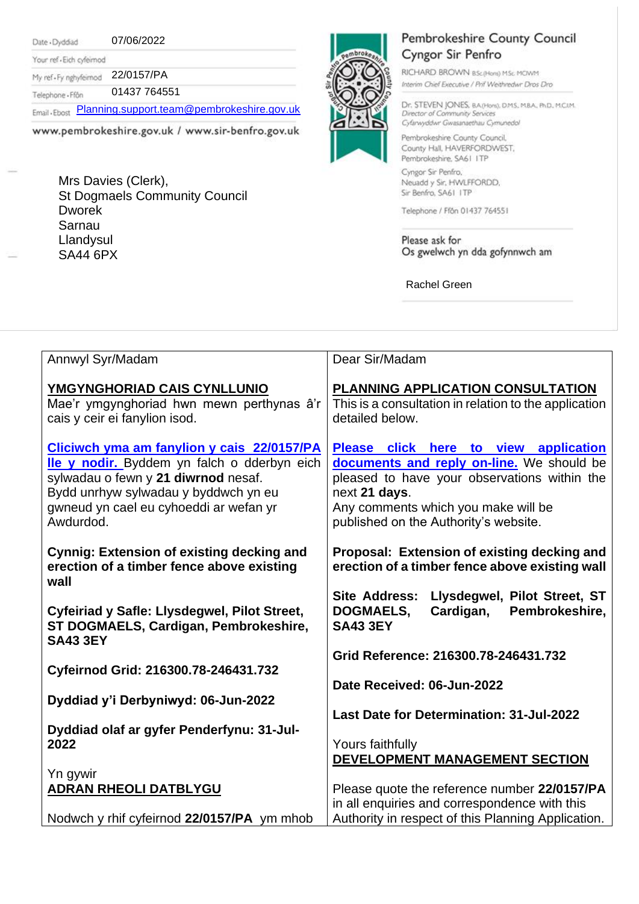| | |
|---|---|
| Date · Dyddiad | 07/06/2022 |
| Your ref · Eich cyfeirnod | |
| My ref · Fy nghyfeirnod | 22/0157/PA |
| Telephone · Ffôn | 01437 764551 |
| Email · Ebost | Planning.support.team@pembrokeshire.gov.uk |

www.pembrokeshire.gov.uk / www.sir-benfro.gov.uk

**Pembrokeshire County Council**
**Cyngor Sir Penfro**

RICHARD BROWN BSc(Hons) MSc MCIWM
*Interim Chief Executive / Prif Weithredwr Dros Dro*

Dr. STEVEN JONES, BA(Hons), DMS, MBA, PhD, MCIM
*Director of Community Services*
*Cyfarwyddwr Gwasanaethau Cymunedol*

Pembrokeshire County Council,
County Hall, HAVERFORDWEST,
Pembrokeshire, SA61 1TP

Cyngor Sir Penfro,
Neuadd y Sir, HWLFFORDD,
Sir Benfro, SA61 1TP

Telephone / Ffôn 01437 764551

Please ask for
Os gwelwch yn dda gofynnwch am

Rachel Green

Mrs Davies (Clerk),
St Dogmaels Community Council
Dworek
Sarnau
Llandysul
SA44 6PX

| Cymraeg | English |
|---|---|
| Annwyl Syr/Madam<br><br>**YMGYNGHORIAD CAIS CYNLLUNIO**<br>Mae'r ymgynghoriad hwn mewn perthynas â'r cais y ceir ei fanylion isod.<br><br>**Cliciwch yma am fanylion y cais 22/0157/PA lle y nodir.** Byddem yn falch o dderbyn eich sylwadau o fewn y **21 diwrnod** nesaf.<br>Bydd unrhyw sylwadau y byddwch yn eu gwneud yn cael eu cyhoeddi ar wefan yr Awdurdod.<br><br>**Cynnig: Extension of existing decking and erection of a timber fence above existing wall**<br><br>**Cyfeiriad y Safle: Llysdegwel, Pilot Street, ST DOGMAELS, Cardigan, Pembrokeshire, SA43 3EY**<br><br>**Cyfeirnod Grid: 216300.78-246431.732**<br><br>**Dyddiad y'i Derbyniwyd: 06-Jun-2022**<br><br>**Dyddiad olaf ar gyfer Penderfynu: 31-Jul-2022**<br><br>Yn gywir<br>**ADRAN RHEOLI DATBLYGU**<br><br>Nodwch y rhif cyfeirnod **22/0157/PA** ym mhob | Dear Sir/Madam<br><br>**PLANNING APPLICATION CONSULTATION**<br>This is a consultation in relation to the application detailed below.<br><br>**Please click here to view application documents and reply on-line.** We should be pleased to have your observations within the next **21 days**.<br>Any comments which you make will be published on the Authority's website.<br><br>**Proposal: Extension of existing decking and erection of a timber fence above existing wall**<br><br>**Site Address: Llysdegwel, Pilot Street, ST DOGMAELS, Cardigan, Pembrokeshire, SA43 3EY**<br><br>**Grid Reference: 216300.78-246431.732**<br><br>**Date Received: 06-Jun-2022**<br><br>**Last Date for Determination: 31-Jul-2022**<br><br>Yours faithfully<br>**DEVELOPMENT MANAGEMENT SECTION**<br><br>Please quote the reference number **22/0157/PA** in all enquiries and correspondence with this Authority in respect of this Planning Application. |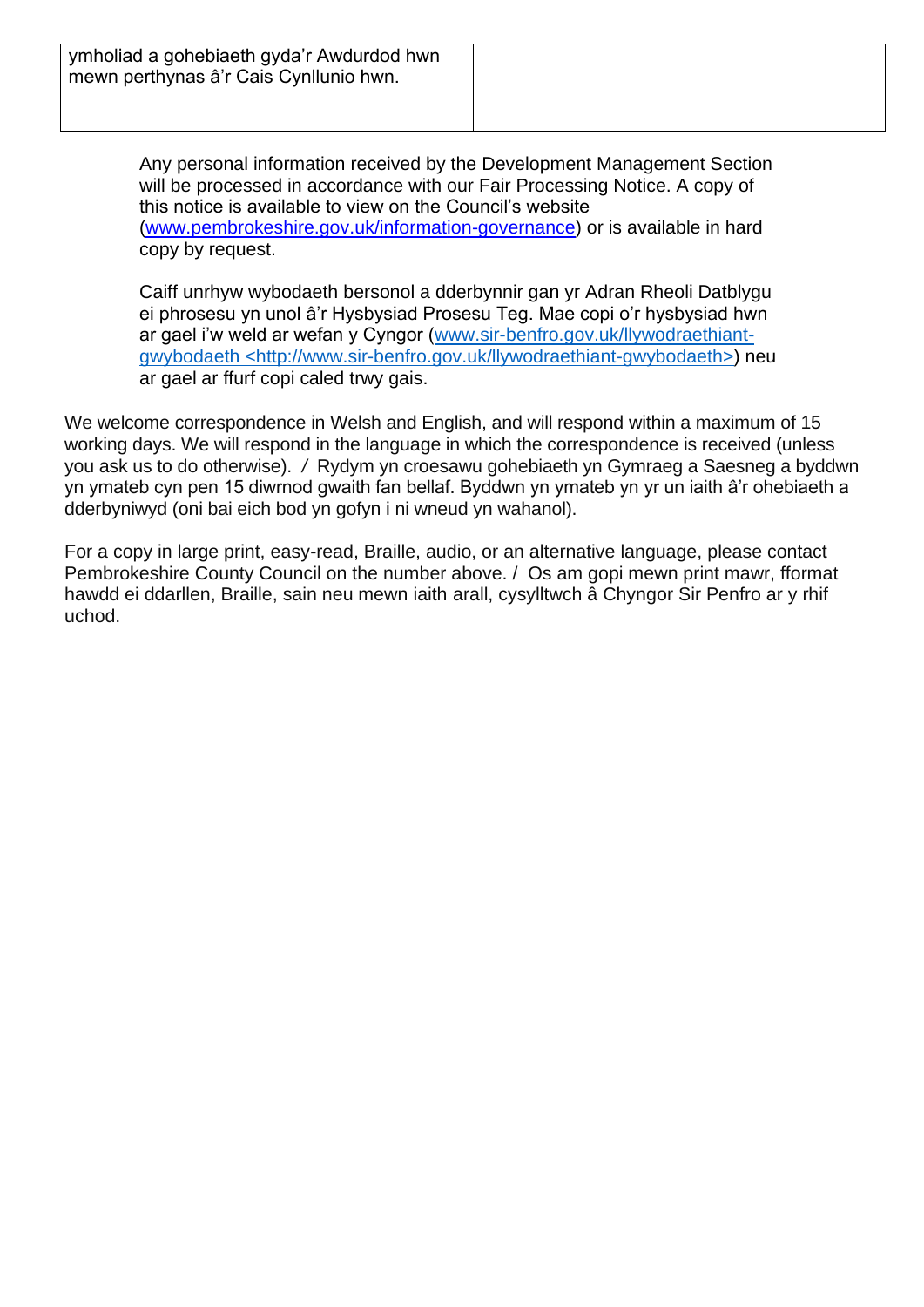| | |
|---|---|
| ymholiad a gohebiaeth gyda'r Awdurdod hwn mewn perthynas â'r Cais Cynllunio hwn. | |

Any personal information received by the Development Management Section will be processed in accordance with our Fair Processing Notice. A copy of this notice is available to view on the Council's website (www.pembrokeshire.gov.uk/information-governance) or is available in hard copy by request.

Caiff unrhyw wybodaeth bersonol a dderbynnir gan yr Adran Rheoli Datblygu ei phrosesu yn unol â'r Hysbysiad Prosesu Teg. Mae copi o'r hysbysiad hwn ar gael i'w weld ar wefan y Cyngor (www.sir-benfro.gov.uk/llywodraethiant-gwybodaeth <http://www.sir-benfro.gov.uk/llywodraethiant-gwybodaeth>) neu ar gael ar ffurf copi caled trwy gais.

---

We welcome correspondence in Welsh and English, and will respond within a maximum of 15 working days. We will respond in the language in which the correspondence is received (unless you ask us to do otherwise). / Rydym yn croesawu gohebiaeth yn Gymraeg a Saesneg a byddwn yn ymateb cyn pen 15 diwrnod gwaith fan bellaf. Byddwn yn ymateb yn yr un iaith â'r ohebiaeth a dderbyniwyd (oni bai eich bod yn gofyn i ni wneud yn wahanol).

For a copy in large print, easy-read, Braille, audio, or an alternative language, please contact Pembrokeshire County Council on the number above. / Os am gopi mewn print mawr, fformat hawdd ei ddarllen, Braille, sain neu mewn iaith arall, cysylltwch â Chyngor Sir Penfro ar y rhif uchod.